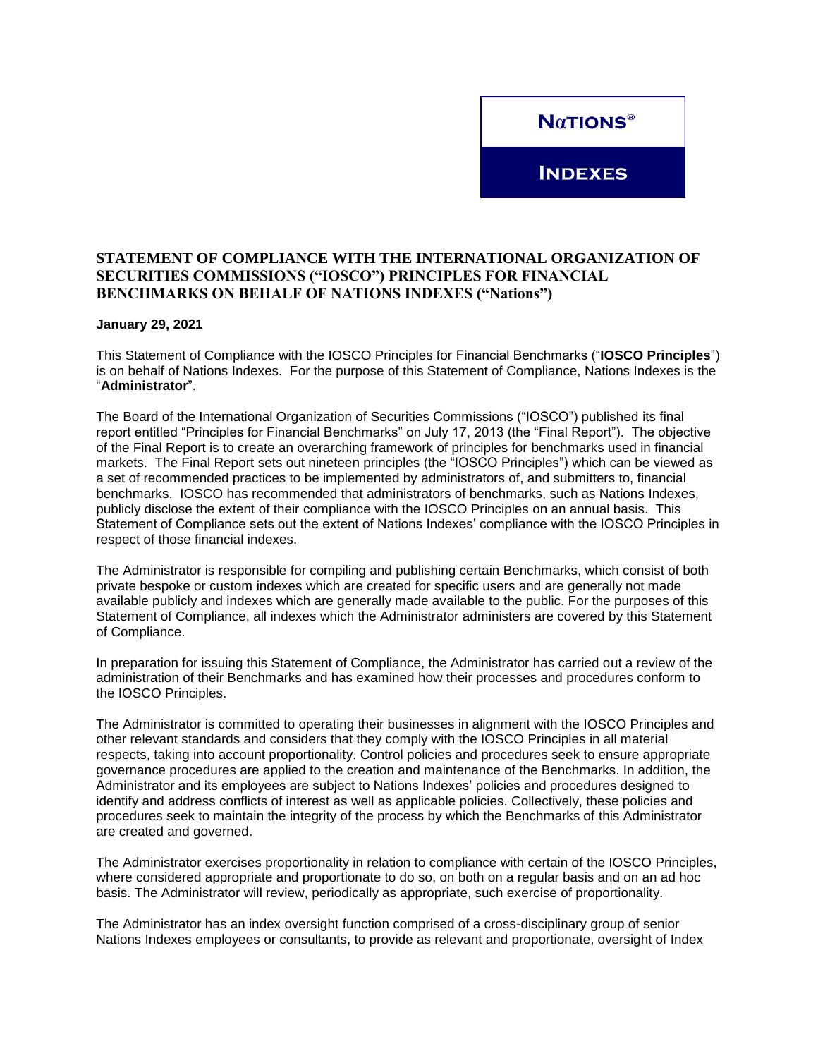**NαTIONS®**

**INDEXES**

## STATEMENT OF COMPLIANCE WITH THE INTERNATIONAL ORGANIZATION OF SECURITIES COMMISSIONS ("IOSCO") PRINCIPLES FOR FINANCIAL BENCHMARKS ON BEHALF OF NATIONS INDEXES ("Nations")

**January 29, 2021**

This Statement of Compliance with the IOSCO Principles for Financial Benchmarks ("**IOSCO Principles**") is on behalf of Nations Indexes. For the purpose of this Statement of Compliance, Nations Indexes is the "**Administrator**".

The Board of the International Organization of Securities Commissions ("IOSCO") published its final report entitled "Principles for Financial Benchmarks" on July 17, 2013 (the "Final Report"). The objective of the Final Report is to create an overarching framework of principles for benchmarks used in financial markets. The Final Report sets out nineteen principles (the "IOSCO Principles") which can be viewed as a set of recommended practices to be implemented by administrators of, and submitters to, financial benchmarks. IOSCO has recommended that administrators of benchmarks, such as Nations Indexes, publicly disclose the extent of their compliance with the IOSCO Principles on an annual basis. This Statement of Compliance sets out the extent of Nations Indexes' compliance with the IOSCO Principles in respect of those financial indexes.

The Administrator is responsible for compiling and publishing certain Benchmarks, which consist of both private bespoke or custom indexes which are created for specific users and are generally not made available publicly and indexes which are generally made available to the public. For the purposes of this Statement of Compliance, all indexes which the Administrator administers are covered by this Statement of Compliance.

In preparation for issuing this Statement of Compliance, the Administrator has carried out a review of the administration of their Benchmarks and has examined how their processes and procedures conform to the IOSCO Principles.

The Administrator is committed to operating their businesses in alignment with the IOSCO Principles and other relevant standards and considers that they comply with the IOSCO Principles in all material respects, taking into account proportionality. Control policies and procedures seek to ensure appropriate governance procedures are applied to the creation and maintenance of the Benchmarks. In addition, the Administrator and its employees are subject to Nations Indexes' policies and procedures designed to identify and address conflicts of interest as well as applicable policies. Collectively, these policies and procedures seek to maintain the integrity of the process by which the Benchmarks of this Administrator are created and governed.

The Administrator exercises proportionality in relation to compliance with certain of the IOSCO Principles, where considered appropriate and proportionate to do so, on both on a regular basis and on an ad hoc basis. The Administrator will review, periodically as appropriate, such exercise of proportionality.

The Administrator has an index oversight function comprised of a cross-disciplinary group of senior Nations Indexes employees or consultants, to provide as relevant and proportionate, oversight of Index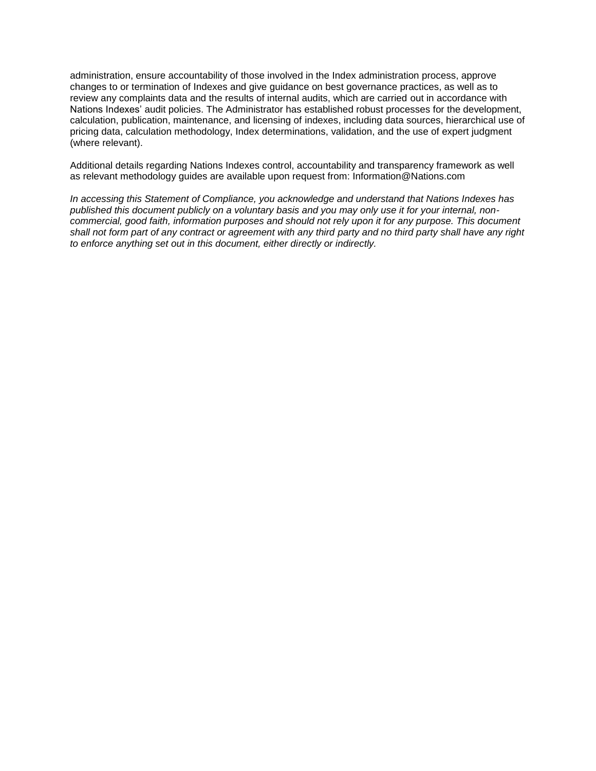administration, ensure accountability of those involved in the Index administration process, approve changes to or termination of Indexes and give guidance on best governance practices, as well as to review any complaints data and the results of internal audits, which are carried out in accordance with Nations Indexes' audit policies. The Administrator has established robust processes for the development, calculation, publication, maintenance, and licensing of indexes, including data sources, hierarchical use of pricing data, calculation methodology, Index determinations, validation, and the use of expert judgment (where relevant).

Additional details regarding Nations Indexes control, accountability and transparency framework as well as relevant methodology guides are available upon request from: Information@Nations.com

*In accessing this Statement of Compliance, you acknowledge and understand that Nations Indexes has published this document publicly on a voluntary basis and you may only use it for your internal, non-commercial, good faith, information purposes and should not rely upon it for any purpose. This document shall not form part of any contract or agreement with any third party and no third party shall have any right to enforce anything set out in this document, either directly or indirectly.*